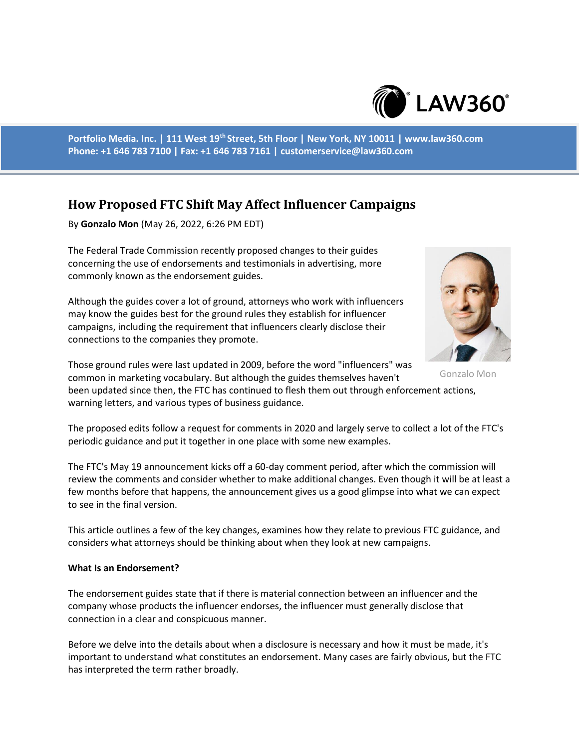Portfolio Media. Inc. | 111 West 19th Street, 5th Floor | New York, NY 10011 | www.law360.com
Phone: +1 646 783 7100 | Fax: +1 646 783 7161 | customerservice@law360.com

# How Proposed FTC Shift May Affect Influencer Campaigns

By **Gonzalo Mon** (May 26, 2022, 6:26 PM EDT)

The Federal Trade Commission recently proposed changes to their guides concerning the use of endorsements and testimonials in advertising, more commonly known as the endorsement guides.

Gonzalo Mon

Although the guides cover a lot of ground, attorneys who work with influencers may know the guides best for the ground rules they establish for influencer campaigns, including the requirement that influencers clearly disclose their connections to the companies they promote.

Those ground rules were last updated in 2009, before the word "influencers" was common in marketing vocabulary. But although the guides themselves haven't been updated since then, the FTC has continued to flesh them out through enforcement actions, warning letters, and various types of business guidance.

The proposed edits follow a request for comments in 2020 and largely serve to collect a lot of the FTC's periodic guidance and put it together in one place with some new examples.

The FTC's May 19 announcement kicks off a 60-day comment period, after which the commission will review the comments and consider whether to make additional changes. Even though it will be at least a few months before that happens, the announcement gives us a good glimpse into what we can expect to see in the final version.

This article outlines a few of the key changes, examines how they relate to previous FTC guidance, and considers what attorneys should be thinking about when they look at new campaigns.

**What Is an Endorsement?**

The endorsement guides state that if there is material connection between an influencer and the company whose products the influencer endorses, the influencer must generally disclose that connection in a clear and conspicuous manner.

Before we delve into the details about when a disclosure is necessary and how it must be made, it's important to understand what constitutes an endorsement. Many cases are fairly obvious, but the FTC has interpreted the term rather broadly.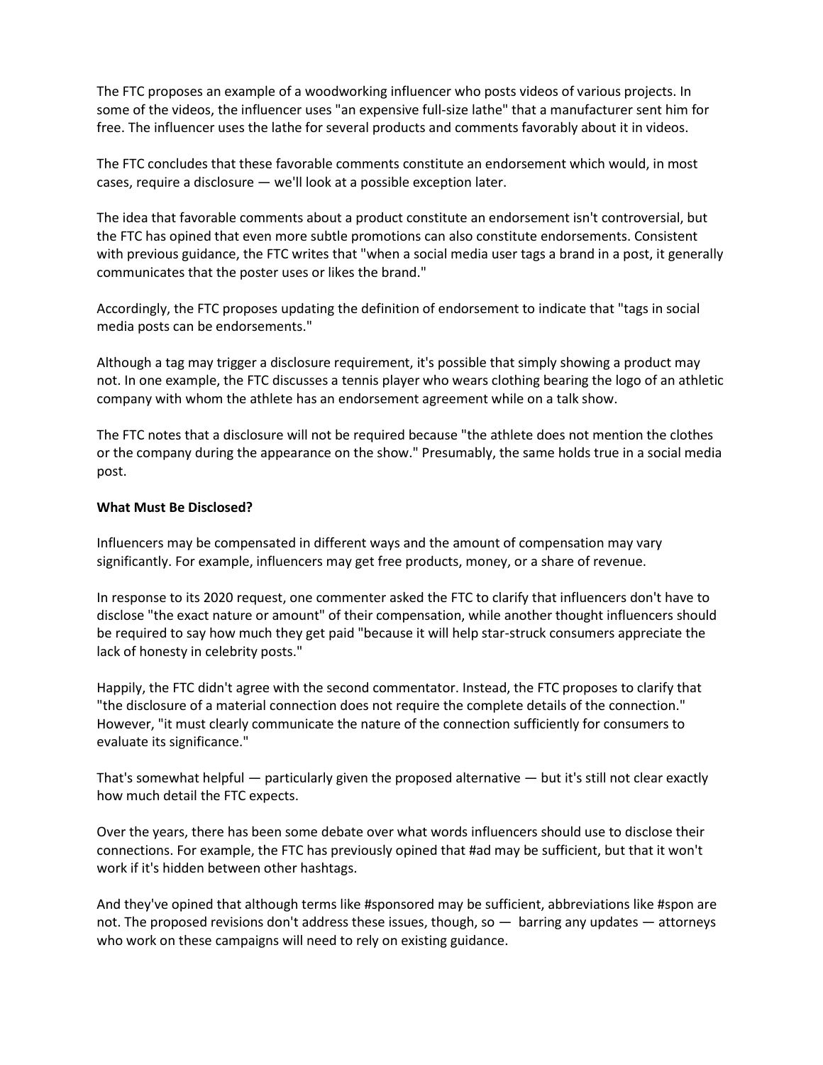The FTC proposes an example of a woodworking influencer who posts videos of various projects. In some of the videos, the influencer uses "an expensive full-size lathe" that a manufacturer sent him for free. The influencer uses the lathe for several products and comments favorably about it in videos.

The FTC concludes that these favorable comments constitute an endorsement which would, in most cases, require a disclosure — we'll look at a possible exception later.

The idea that favorable comments about a product constitute an endorsement isn't controversial, but the FTC has opined that even more subtle promotions can also constitute endorsements. Consistent with previous guidance, the FTC writes that "when a social media user tags a brand in a post, it generally communicates that the poster uses or likes the brand."

Accordingly, the FTC proposes updating the definition of endorsement to indicate that "tags in social media posts can be endorsements."

Although a tag may trigger a disclosure requirement, it's possible that simply showing a product may not. In one example, the FTC discusses a tennis player who wears clothing bearing the logo of an athletic company with whom the athlete has an endorsement agreement while on a talk show.

The FTC notes that a disclosure will not be required because "the athlete does not mention the clothes or the company during the appearance on the show." Presumably, the same holds true in a social media post.

**What Must Be Disclosed?**

Influencers may be compensated in different ways and the amount of compensation may vary significantly. For example, influencers may get free products, money, or a share of revenue.

In response to its 2020 request, one commenter asked the FTC to clarify that influencers don't have to disclose "the exact nature or amount" of their compensation, while another thought influencers should be required to say how much they get paid "because it will help star-struck consumers appreciate the lack of honesty in celebrity posts."

Happily, the FTC didn't agree with the second commentator. Instead, the FTC proposes to clarify that "the disclosure of a material connection does not require the complete details of the connection." However, "it must clearly communicate the nature of the connection sufficiently for consumers to evaluate its significance."

That's somewhat helpful — particularly given the proposed alternative — but it's still not clear exactly how much detail the FTC expects.

Over the years, there has been some debate over what words influencers should use to disclose their connections. For example, the FTC has previously opined that #ad may be sufficient, but that it won't work if it's hidden between other hashtags.

And they've opined that although terms like #sponsored may be sufficient, abbreviations like #spon are not. The proposed revisions don't address these issues, though, so — barring any updates — attorneys who work on these campaigns will need to rely on existing guidance.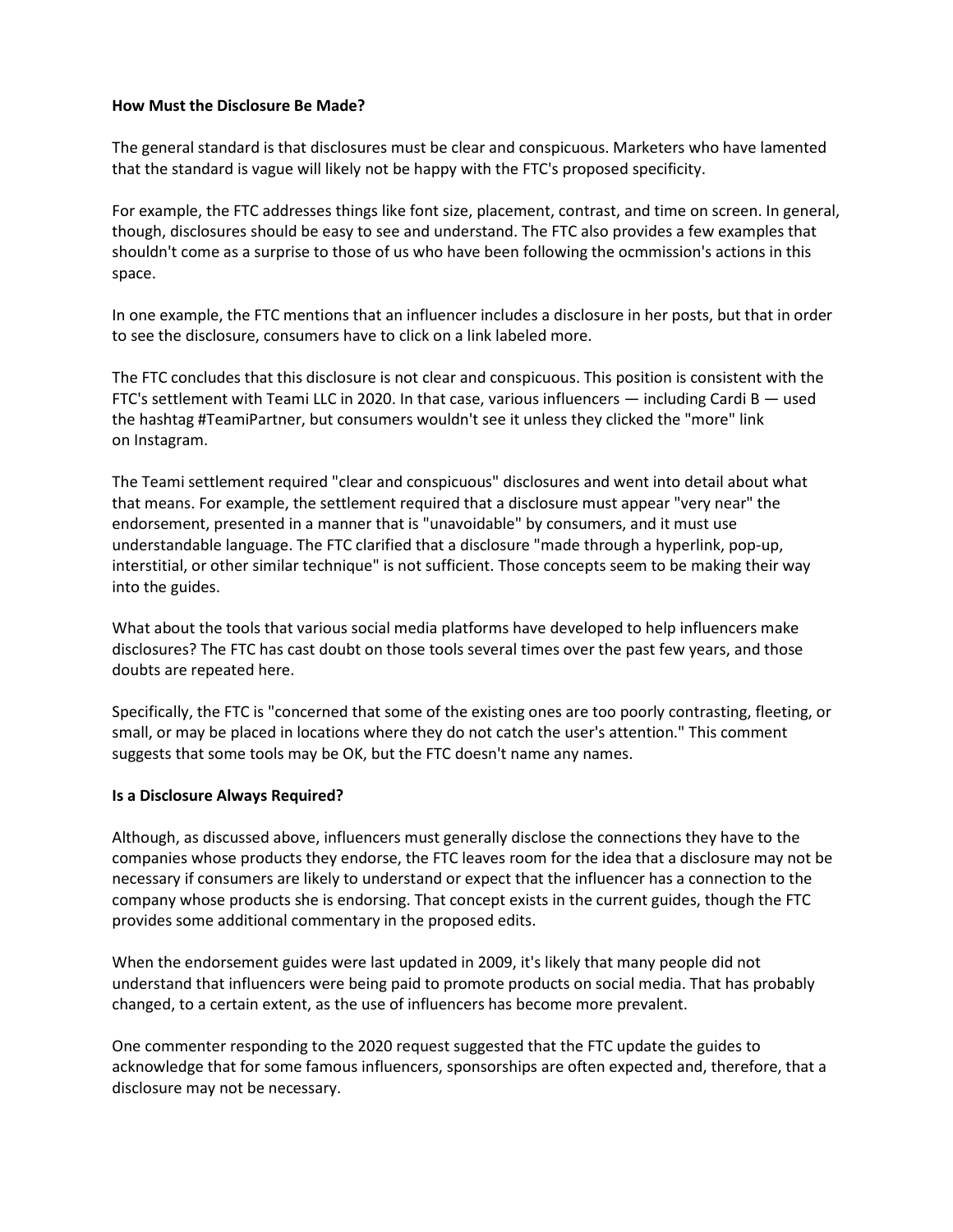**How Must the Disclosure Be Made?**

The general standard is that disclosures must be clear and conspicuous. Marketers who have lamented that the standard is vague will likely not be happy with the FTC's proposed specificity.

For example, the FTC addresses things like font size, placement, contrast, and time on screen. In general, though, disclosures should be easy to see and understand. The FTC also provides a few examples that shouldn't come as a surprise to those of us who have been following the ocmmission's actions in this space.

In one example, the FTC mentions that an influencer includes a disclosure in her posts, but that in order to see the disclosure, consumers have to click on a link labeled more.

The FTC concludes that this disclosure is not clear and conspicuous. This position is consistent with the FTC's settlement with Teami LLC in 2020. In that case, various influencers — including Cardi B — used the hashtag #TeamiPartner, but consumers wouldn't see it unless they clicked the "more" link on Instagram.

The Teami settlement required "clear and conspicuous" disclosures and went into detail about what that means. For example, the settlement required that a disclosure must appear "very near" the endorsement, presented in a manner that is "unavoidable" by consumers, and it must use understandable language. The FTC clarified that a disclosure "made through a hyperlink, pop-up, interstitial, or other similar technique" is not sufficient. Those concepts seem to be making their way into the guides.

What about the tools that various social media platforms have developed to help influencers make disclosures? The FTC has cast doubt on those tools several times over the past few years, and those doubts are repeated here.

Specifically, the FTC is "concerned that some of the existing ones are too poorly contrasting, fleeting, or small, or may be placed in locations where they do not catch the user's attention." This comment suggests that some tools may be OK, but the FTC doesn't name any names.

**Is a Disclosure Always Required?**

Although, as discussed above, influencers must generally disclose the connections they have to the companies whose products they endorse, the FTC leaves room for the idea that a disclosure may not be necessary if consumers are likely to understand or expect that the influencer has a connection to the company whose products she is endorsing. That concept exists in the current guides, though the FTC provides some additional commentary in the proposed edits.

When the endorsement guides were last updated in 2009, it's likely that many people did not understand that influencers were being paid to promote products on social media. That has probably changed, to a certain extent, as the use of influencers has become more prevalent.

One commenter responding to the 2020 request suggested that the FTC update the guides to acknowledge that for some famous influencers, sponsorships are often expected and, therefore, that a disclosure may not be necessary.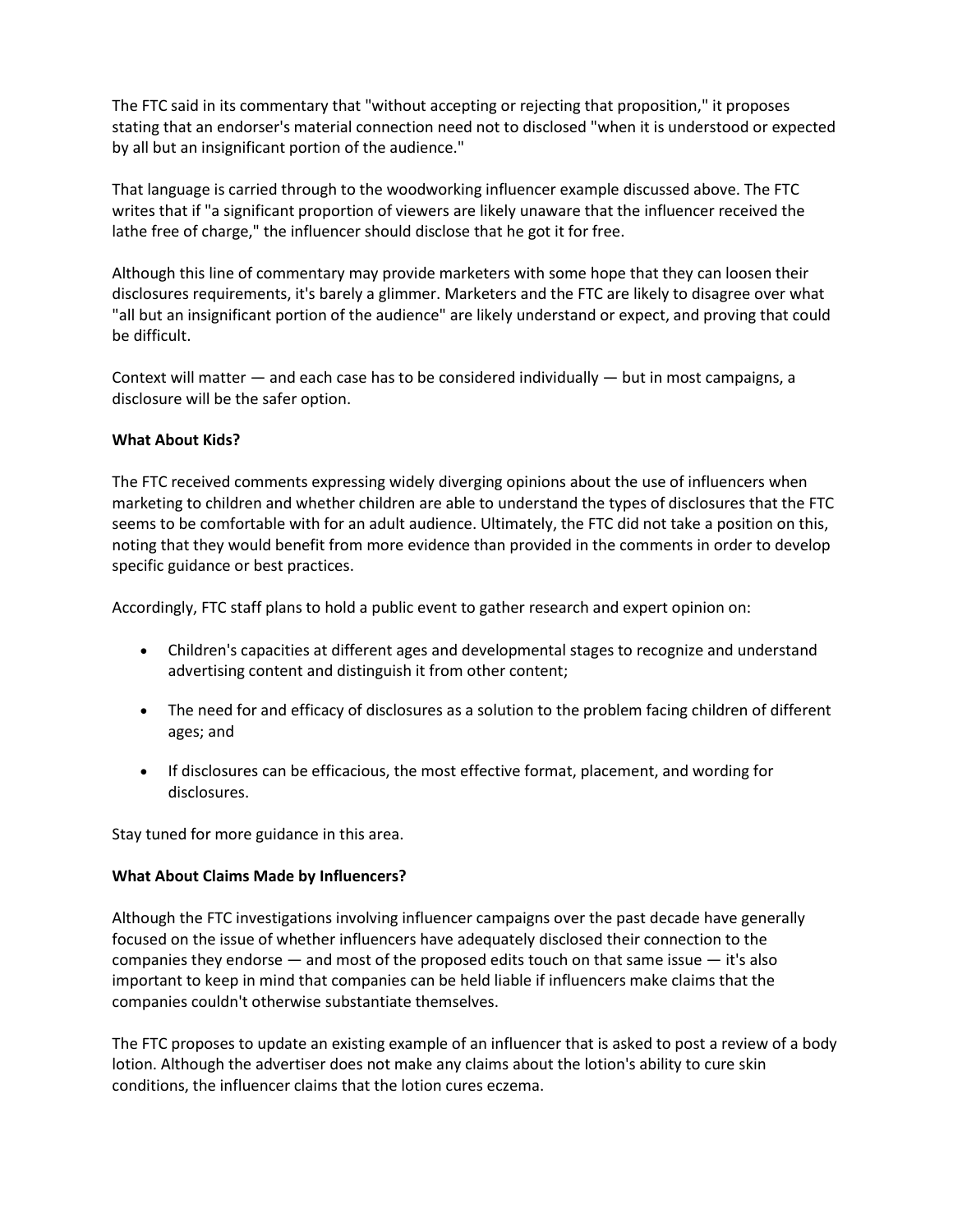The FTC said in its commentary that "without accepting or rejecting that proposition," it proposes stating that an endorser's material connection need not to disclosed "when it is understood or expected by all but an insignificant portion of the audience."

That language is carried through to the woodworking influencer example discussed above. The FTC writes that if "a significant proportion of viewers are likely unaware that the influencer received the lathe free of charge," the influencer should disclose that he got it for free.

Although this line of commentary may provide marketers with some hope that they can loosen their disclosures requirements, it's barely a glimmer. Marketers and the FTC are likely to disagree over what "all but an insignificant portion of the audience" are likely understand or expect, and proving that could be difficult.

Context will matter — and each case has to be considered individually — but in most campaigns, a disclosure will be the safer option.

**What About Kids?**

The FTC received comments expressing widely diverging opinions about the use of influencers when marketing to children and whether children are able to understand the types of disclosures that the FTC seems to be comfortable with for an adult audience. Ultimately, the FTC did not take a position on this, noting that they would benefit from more evidence than provided in the comments in order to develop specific guidance or best practices.

Accordingly, FTC staff plans to hold a public event to gather research and expert opinion on:

- Children's capacities at different ages and developmental stages to recognize and understand advertising content and distinguish it from other content;
- The need for and efficacy of disclosures as a solution to the problem facing children of different ages; and
- If disclosures can be efficacious, the most effective format, placement, and wording for disclosures.

Stay tuned for more guidance in this area.

**What About Claims Made by Influencers?**

Although the FTC investigations involving influencer campaigns over the past decade have generally focused on the issue of whether influencers have adequately disclosed their connection to the companies they endorse — and most of the proposed edits touch on that same issue — it's also important to keep in mind that companies can be held liable if influencers make claims that the companies couldn't otherwise substantiate themselves.

The FTC proposes to update an existing example of an influencer that is asked to post a review of a body lotion. Although the advertiser does not make any claims about the lotion's ability to cure skin conditions, the influencer claims that the lotion cures eczema.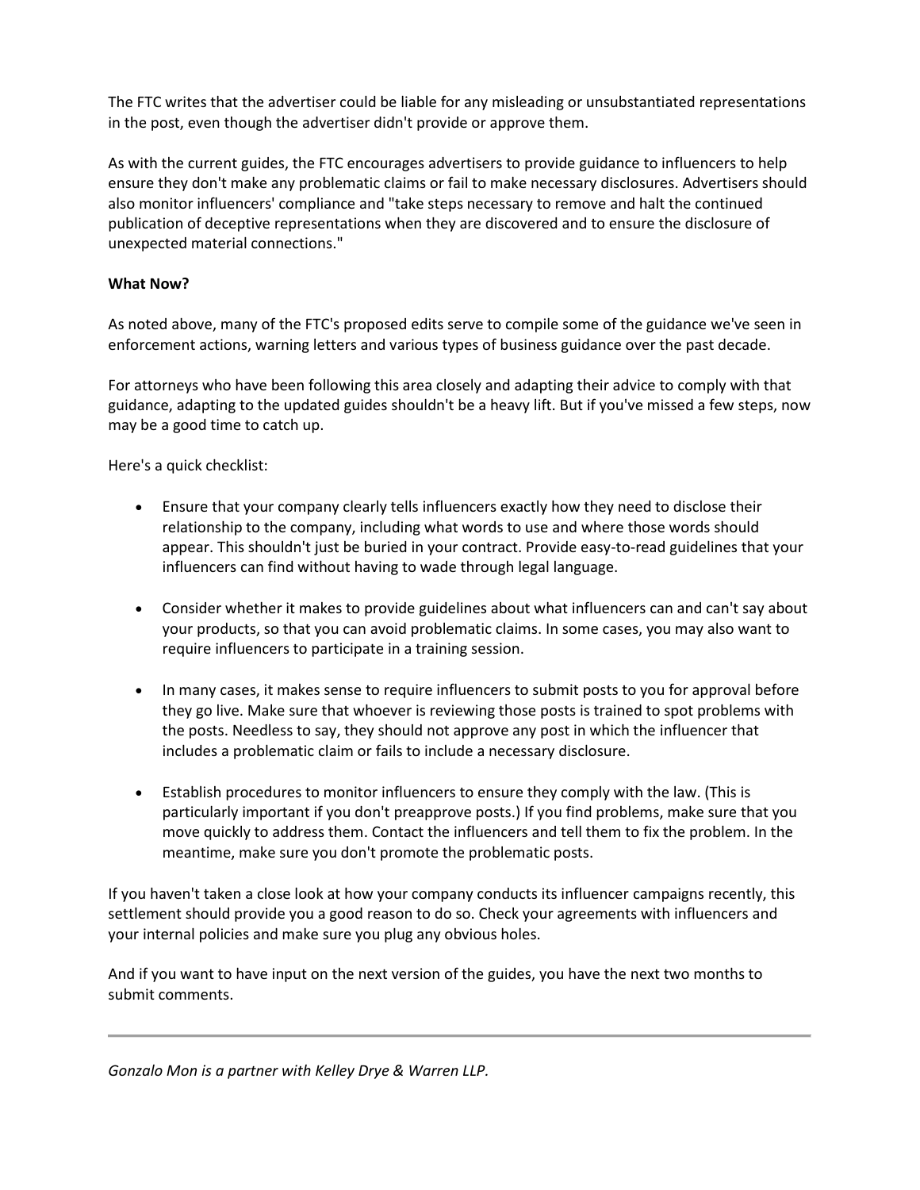The FTC writes that the advertiser could be liable for any misleading or unsubstantiated representations in the post, even though the advertiser didn't provide or approve them.

As with the current guides, the FTC encourages advertisers to provide guidance to influencers to help ensure they don't make any problematic claims or fail to make necessary disclosures. Advertisers should also monitor influencers' compliance and "take steps necessary to remove and halt the continued publication of deceptive representations when they are discovered and to ensure the disclosure of unexpected material connections."

**What Now?**

As noted above, many of the FTC's proposed edits serve to compile some of the guidance we've seen in enforcement actions, warning letters and various types of business guidance over the past decade.

For attorneys who have been following this area closely and adapting their advice to comply with that guidance, adapting to the updated guides shouldn't be a heavy lift. But if you've missed a few steps, now may be a good time to catch up.

Here's a quick checklist:

- Ensure that your company clearly tells influencers exactly how they need to disclose their relationship to the company, including what words to use and where those words should appear. This shouldn't just be buried in your contract. Provide easy-to-read guidelines that your influencers can find without having to wade through legal language.

- Consider whether it makes to provide guidelines about what influencers can and can't say about your products, so that you can avoid problematic claims. In some cases, you may also want to require influencers to participate in a training session.

- In many cases, it makes sense to require influencers to submit posts to you for approval before they go live. Make sure that whoever is reviewing those posts is trained to spot problems with the posts. Needless to say, they should not approve any post in which the influencer that includes a problematic claim or fails to include a necessary disclosure.

- Establish procedures to monitor influencers to ensure they comply with the law. (This is particularly important if you don't preapprove posts.) If you find problems, make sure that you move quickly to address them. Contact the influencers and tell them to fix the problem. In the meantime, make sure you don't promote the problematic posts.

If you haven't taken a close look at how your company conducts its influencer campaigns recently, this settlement should provide you a good reason to do so. Check your agreements with influencers and your internal policies and make sure you plug any obvious holes.

And if you want to have input on the next version of the guides, you have the next two months to submit comments.

---

*Gonzalo Mon is a partner with Kelley Drye & Warren LLP.*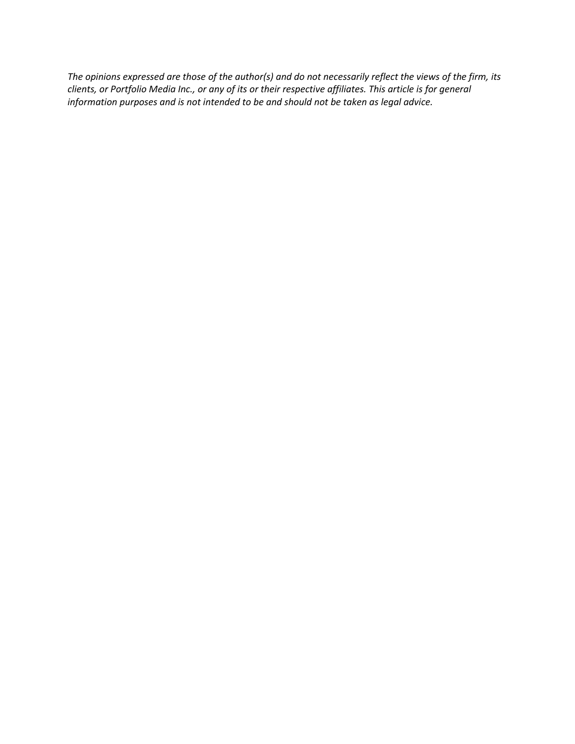*The opinions expressed are those of the author(s) and do not necessarily reflect the views of the firm, its clients, or Portfolio Media Inc., or any of its or their respective affiliates. This article is for general information purposes and is not intended to be and should not be taken as legal advice.*